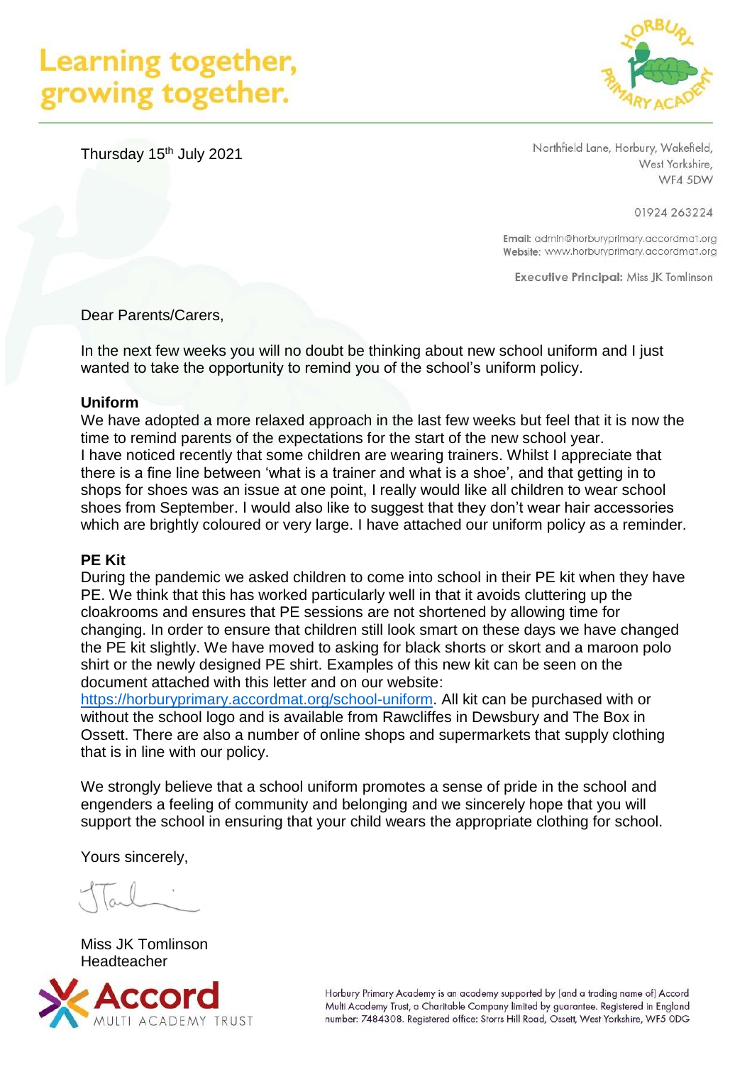# Learning together, growing together.

Thursday 15th July 2021

Northfield Lane, Horbury, Wakefield,
West Yorkshire,
WF4 5DW

01924 263224

**Email:** admin@horburyprimary.accordmat.org
**Website:** www.horburyprimary.accordmat.org

**Executive Principal:** Miss JK Tomlinson

Dear Parents/Carers,

In the next few weeks you will no doubt be thinking about new school uniform and I just wanted to take the opportunity to remind you of the school's uniform policy.

**Uniform**

We have adopted a more relaxed approach in the last few weeks but feel that it is now the time to remind parents of the expectations for the start of the new school year. I have noticed recently that some children are wearing trainers. Whilst I appreciate that there is a fine line between 'what is a trainer and what is a shoe', and that getting in to shops for shoes was an issue at one point, I really would like all children to wear school shoes from September. I would also like to suggest that they don't wear hair accessories which are brightly coloured or very large. I have attached our uniform policy as a reminder.

**PE Kit**

During the pandemic we asked children to come into school in their PE kit when they have PE. We think that this has worked particularly well in that it avoids cluttering up the cloakrooms and ensures that PE sessions are not shortened by allowing time for changing. In order to ensure that children still look smart on these days we have changed the PE kit slightly. We have moved to asking for black shorts or skort and a maroon polo shirt or the newly designed PE shirt. Examples of this new kit can be seen on the document attached with this letter and on our website: https://horburyprimary.accordmat.org/school-uniform. All kit can be purchased with or without the school logo and is available from Rawcliffes in Dewsbury and The Box in Ossett. There are also a number of online shops and supermarkets that supply clothing that is in line with our policy.

We strongly believe that a school uniform promotes a sense of pride in the school and engenders a feeling of community and belonging and we sincerely hope that you will support the school in ensuring that your child wears the appropriate clothing for school.

Yours sincerely,

Miss JK Tomlinson
Headteacher

Accord MULTI ACADEMY TRUST

Horbury Primary Academy is an academy supported by [and a trading name of] Accord Multi Academy Trust, a Charitable Company limited by guarantee. Registered in England number: 7484308. Registered office: Storrs Hill Road, Ossett, West Yorkshire, WF5 0DG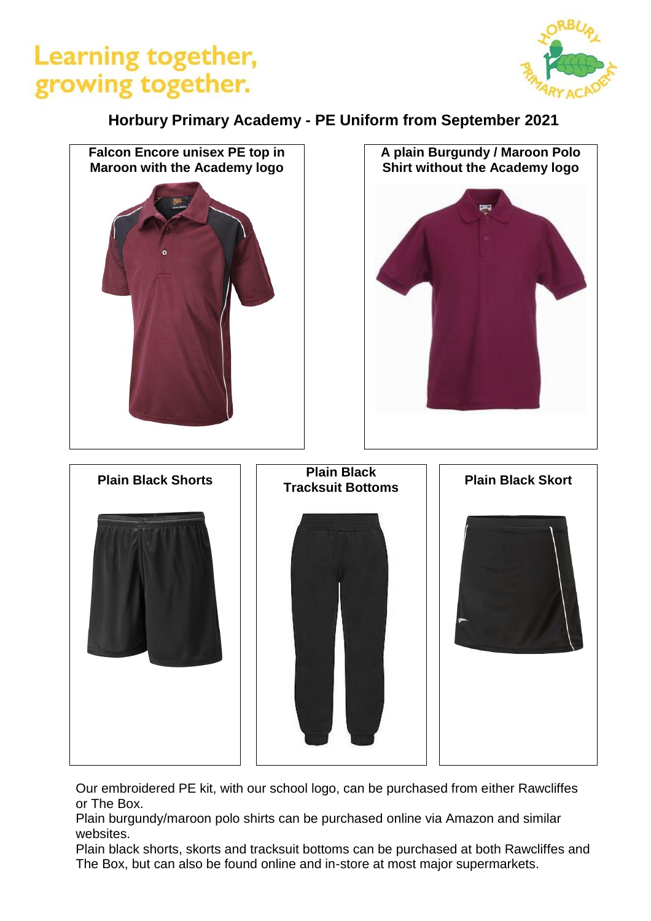Learning together, growing together.

## Horbury Primary Academy - PE Uniform from September 2021

**Falcon Encore unisex PE top in Maroon with the Academy logo**

**A plain Burgundy / Maroon Polo Shirt without the Academy logo**

**Plain Black Shorts**

**Plain Black Tracksuit Bottoms**

**Plain Black Skort**

Our embroidered PE kit, with our school logo, can be purchased from either Rawcliffes or The Box.

Plain burgundy/maroon polo shirts can be purchased online via Amazon and similar websites.

Plain black shorts, skorts and tracksuit bottoms can be purchased at both Rawcliffes and The Box, but can also be found online and in-store at most major supermarkets.